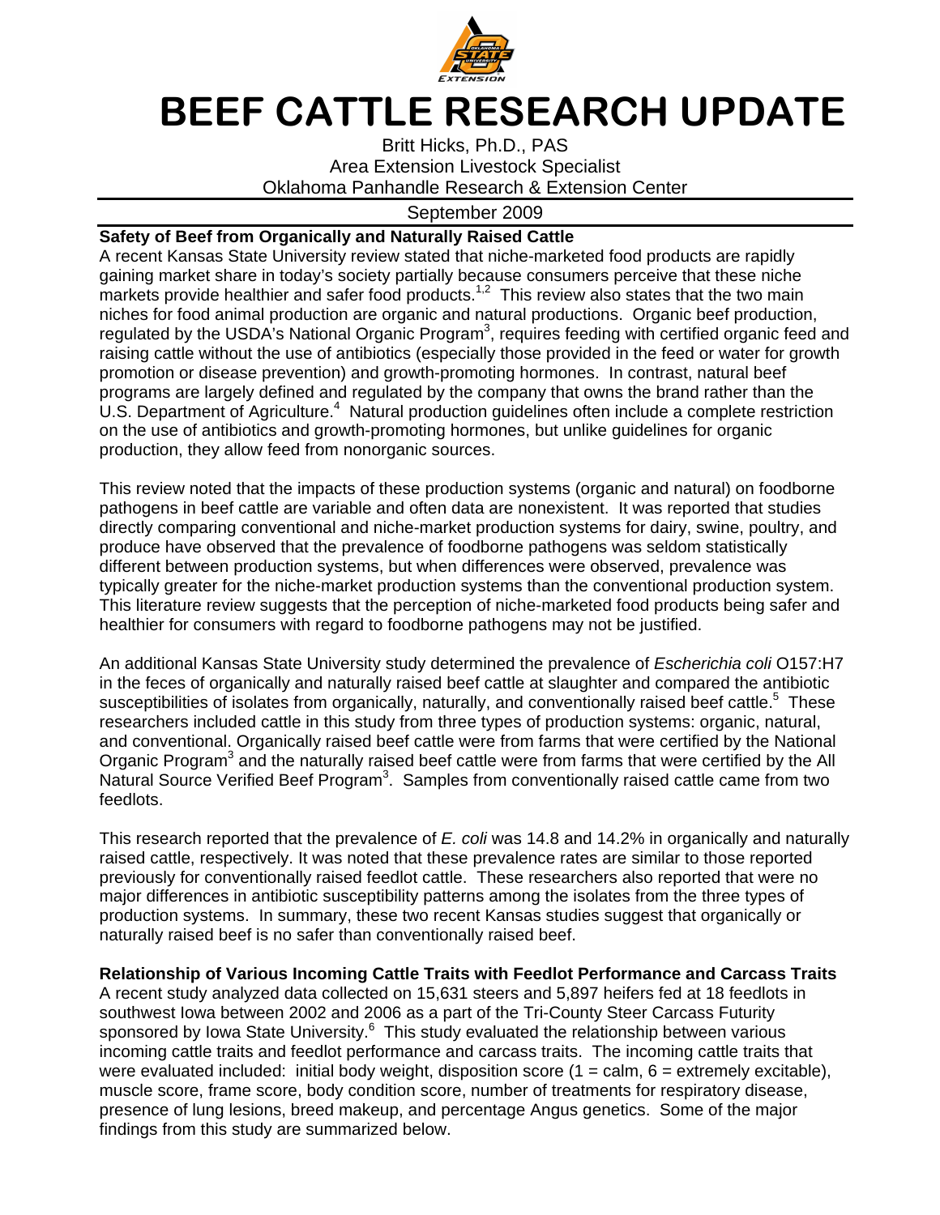# BEEF CATTLE RESEARCH UPDATE

Britt Hicks, Ph.D., PAS
Area Extension Livestock Specialist
Oklahoma Panhandle Research & Extension Center

September 2009

**Safety of Beef from Organically and Naturally Raised Cattle**

A recent Kansas State University review stated that niche-marketed food products are rapidly gaining market share in today's society partially because consumers perceive that these niche markets provide healthier and safer food products.[1,2] This review also states that the two main niches for food animal production are organic and natural productions. Organic beef production, regulated by the USDA's National Organic Program[3], requires feeding with certified organic feed and raising cattle without the use of antibiotics (especially those provided in the feed or water for growth promotion or disease prevention) and growth-promoting hormones. In contrast, natural beef programs are largely defined and regulated by the company that owns the brand rather than the U.S. Department of Agriculture.[4] Natural production guidelines often include a complete restriction on the use of antibiotics and growth-promoting hormones, but unlike guidelines for organic production, they allow feed from nonorganic sources.

This review noted that the impacts of these production systems (organic and natural) on foodborne pathogens in beef cattle are variable and often data are nonexistent. It was reported that studies directly comparing conventional and niche-market production systems for dairy, swine, poultry, and produce have observed that the prevalence of foodborne pathogens was seldom statistically different between production systems, but when differences were observed, prevalence was typically greater for the niche-market production systems than the conventional production system. This literature review suggests that the perception of niche-marketed food products being safer and healthier for consumers with regard to foodborne pathogens may not be justified.

An additional Kansas State University study determined the prevalence of *Escherichia coli* O157:H7 in the feces of organically and naturally raised beef cattle at slaughter and compared the antibiotic susceptibilities of isolates from organically, naturally, and conventionally raised beef cattle.[5] These researchers included cattle in this study from three types of production systems: organic, natural, and conventional. Organically raised beef cattle were from farms that were certified by the National Organic Program[3] and the naturally raised beef cattle were from farms that were certified by the All Natural Source Verified Beef Program[3]. Samples from conventionally raised cattle came from two feedlots.

This research reported that the prevalence of *E. coli* was 14.8 and 14.2% in organically and naturally raised cattle, respectively. It was noted that these prevalence rates are similar to those reported previously for conventionally raised feedlot cattle. These researchers also reported that were no major differences in antibiotic susceptibility patterns among the isolates from the three types of production systems. In summary, these two recent Kansas studies suggest that organically or naturally raised beef is no safer than conventionally raised beef.

**Relationship of Various Incoming Cattle Traits with Feedlot Performance and Carcass Traits**

A recent study analyzed data collected on 15,631 steers and 5,897 heifers fed at 18 feedlots in southwest Iowa between 2002 and 2006 as a part of the Tri-County Steer Carcass Futurity sponsored by Iowa State University.[6] This study evaluated the relationship between various incoming cattle traits and feedlot performance and carcass traits. The incoming cattle traits that were evaluated included: initial body weight, disposition score (1 = calm, 6 = extremely excitable), muscle score, frame score, body condition score, number of treatments for respiratory disease, presence of lung lesions, breed makeup, and percentage Angus genetics. Some of the major findings from this study are summarized below.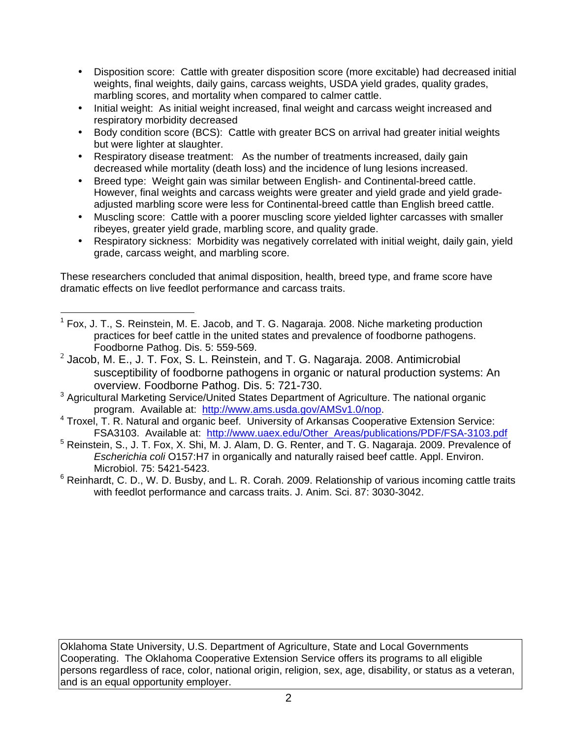- Disposition score: Cattle with greater disposition score (more excitable) had decreased initial weights, final weights, daily gains, carcass weights, USDA yield grades, quality grades, marbling scores, and mortality when compared to calmer cattle.
- Initial weight: As initial weight increased, final weight and carcass weight increased and respiratory morbidity decreased
- Body condition score (BCS): Cattle with greater BCS on arrival had greater initial weights but were lighter at slaughter.
- Respiratory disease treatment: As the number of treatments increased, daily gain decreased while mortality (death loss) and the incidence of lung lesions increased.
- Breed type: Weight gain was similar between English- and Continental-breed cattle. However, final weights and carcass weights were greater and yield grade and yield grade-adjusted marbling score were less for Continental-breed cattle than English breed cattle.
- Muscling score: Cattle with a poorer muscling score yielded lighter carcasses with smaller ribeyes, greater yield grade, marbling score, and quality grade.
- Respiratory sickness: Morbidity was negatively correlated with initial weight, daily gain, yield grade, carcass weight, and marbling score.

These researchers concluded that animal disposition, health, breed type, and frame score have dramatic effects on live feedlot performance and carcass traits.

---

[1] Fox, J. T., S. Reinstein, M. E. Jacob, and T. G. Nagaraja. 2008. Niche marketing production practices for beef cattle in the united states and prevalence of foodborne pathogens. Foodborne Pathog. Dis. 5: 559-569.

[2] Jacob, M. E., J. T. Fox, S. L. Reinstein, and T. G. Nagaraja. 2008. Antimicrobial susceptibility of foodborne pathogens in organic or natural production systems: An overview. Foodborne Pathog. Dis. 5: 721-730.

[3] Agricultural Marketing Service/United States Department of Agriculture. The national organic program. Available at: http://www.ams.usda.gov/AMSv1.0/nop.

[4] Troxel, T. R. Natural and organic beef. University of Arkansas Cooperative Extension Service: FSA3103. Available at: http://www.uaex.edu/Other_Areas/publications/PDF/FSA-3103.pdf

[5] Reinstein, S., J. T. Fox, X. Shi, M. J. Alam, D. G. Renter, and T. G. Nagaraja. 2009. Prevalence of *Escherichia coli* O157:H7 in organically and naturally raised beef cattle. Appl. Environ. Microbiol. 75: 5421-5423.

[6] Reinhardt, C. D., W. D. Busby, and L. R. Corah. 2009. Relationship of various incoming cattle traits with feedlot performance and carcass traits. J. Anim. Sci. 87: 3030-3042.

Oklahoma State University, U.S. Department of Agriculture, State and Local Governments Cooperating. The Oklahoma Cooperative Extension Service offers its programs to all eligible persons regardless of race, color, national origin, religion, sex, age, disability, or status as a veteran, and is an equal opportunity employer.